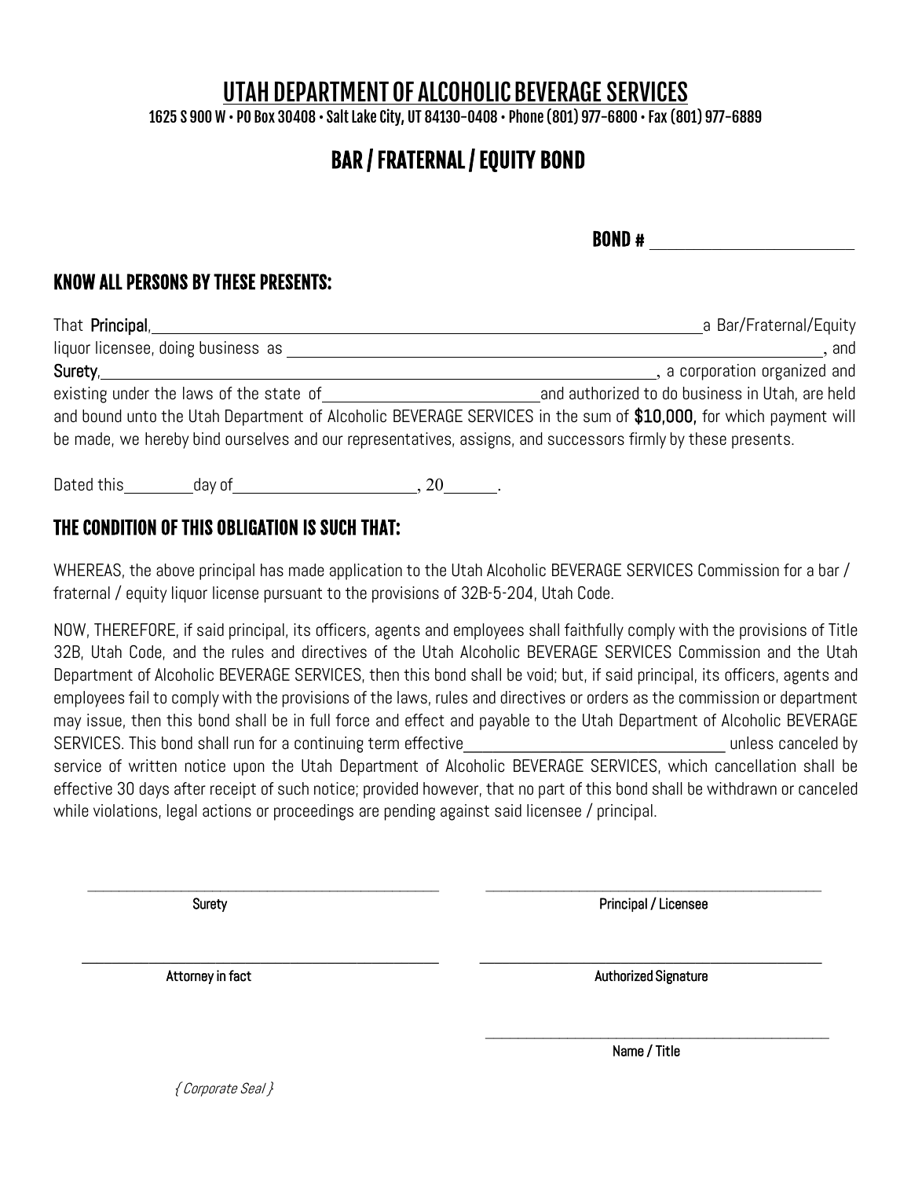# UTAH DEPARTMENT OF ALCOHOLIC BEVERAGE SERVICES

1625 S 900 W • PO Box 30408 • Salt Lake City, UT 84130-0408 • Phone (801) 977-6800 • Fax (801) 977-6889

## BAR / FRATERNAL / EQUITY BOND

**BOND #** ______________________

### KNOW ALL PERSONS BY THESE PRESENTS:

That **Principal**, ____________________________________________ a Bar/Fraternal/Equity liquor licensee, doing business as ____________________________________________, and **Surety**, ____________________________________________, a corporation organized and existing under the laws of the state of ______________________ and authorized to do business in Utah, are held and bound unto the Utah Department of Alcoholic BEVERAGE SERVICES in the sum of **$10,000**, for which payment will be made, we hereby bind ourselves and our representatives, assigns, and successors firmly by these presents.

Dated this ________ day of ____________________, 20______.

### THE CONDITION OF THIS OBLIGATION IS SUCH THAT:

WHEREAS, the above principal has made application to the Utah Alcoholic BEVERAGE SERVICES Commission for a bar / fraternal / equity liquor license pursuant to the provisions of 32B-5-204, Utah Code.

NOW, THEREFORE, if said principal, its officers, agents and employees shall faithfully comply with the provisions of Title 32B, Utah Code, and the rules and directives of the Utah Alcoholic BEVERAGE SERVICES Commission and the Utah Department of Alcoholic BEVERAGE SERVICES, then this bond shall be void; but, if said principal, its officers, agents and employees fail to comply with the provisions of the laws, rules and directives or orders as the commission or department may issue, then this bond shall be in full force and effect and payable to the Utah Department of Alcoholic BEVERAGE SERVICES. This bond shall run for a continuing term effective ______________________________ unless canceled by service of written notice upon the Utah Department of Alcoholic BEVERAGE SERVICES, which cancellation shall be effective 30 days after receipt of such notice; provided however, that no part of this bond shall be withdrawn or canceled while violations, legal actions or proceedings are pending against said licensee / principal.

______________________________ Surety

______________________________ Principal / Licensee

______________________________ Attorney in fact

______________________________ Authorized Signature

______________________________ Name / Title

*{ Corporate Seal }*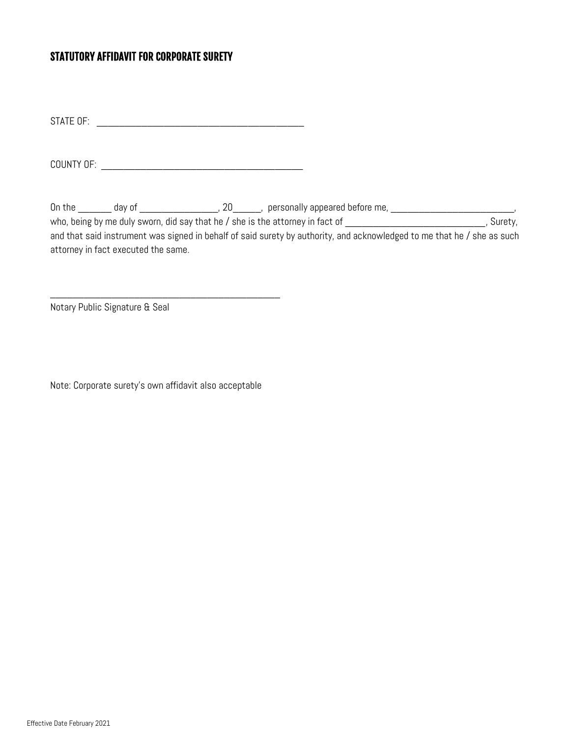## STATUTORY AFFIDAVIT FOR CORPORATE SURETY

STATE OF: ____________________________________________

COUNTY OF: ___________________________________________

On the _______ day of _________________, 20______, personally appeared before me, ___________________________, who, being by me duly sworn, did say that he / she is the attorney in fact of ______________________________, Surety, and that said instrument was signed in behalf of said surety by authority, and acknowledged to me that he / she as such attorney in fact executed the same.

_________________________________________________

Notary Public Signature & Seal

Note: Corporate surety's own affidavit also acceptable

Effective Date February 2021